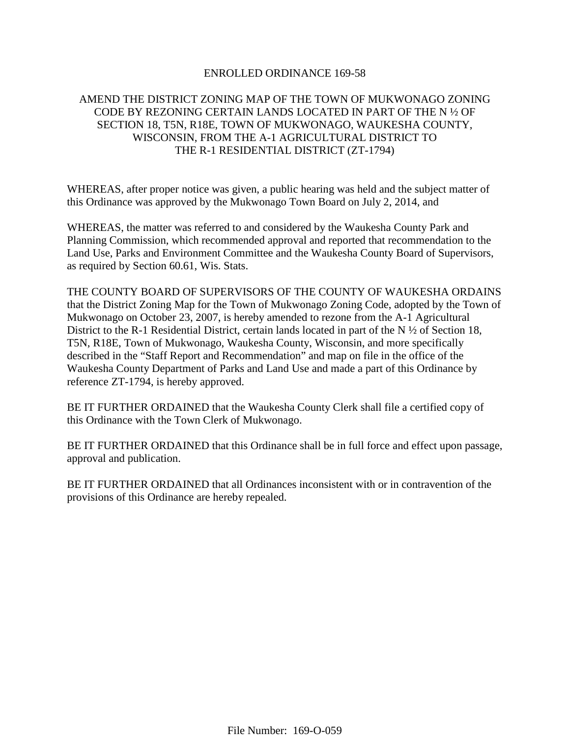# ENROLLED ORDINANCE 169-58

## AMEND THE DISTRICT ZONING MAP OF THE TOWN OF MUKWONAGO ZONING CODE BY REZONING CERTAIN LANDS LOCATED IN PART OF THE N ½ OF SECTION 18, T5N, R18E, TOWN OF MUKWONAGO, WAUKESHA COUNTY, WISCONSIN, FROM THE A-1 AGRICULTURAL DISTRICT TO THE R-1 RESIDENTIAL DISTRICT (ZT-1794)

WHEREAS, after proper notice was given, a public hearing was held and the subject matter of this Ordinance was approved by the Mukwonago Town Board on July 2, 2014, and

WHEREAS, the matter was referred to and considered by the Waukesha County Park and Planning Commission, which recommended approval and reported that recommendation to the Land Use, Parks and Environment Committee and the Waukesha County Board of Supervisors, as required by Section 60.61, Wis. Stats.

THE COUNTY BOARD OF SUPERVISORS OF THE COUNTY OF WAUKESHA ORDAINS that the District Zoning Map for the Town of Mukwonago Zoning Code, adopted by the Town of Mukwonago on October 23, 2007, is hereby amended to rezone from the A-1 Agricultural District to the R-1 Residential District, certain lands located in part of the N ½ of Section 18, T5N, R18E, Town of Mukwonago, Waukesha County, Wisconsin, and more specifically described in the "Staff Report and Recommendation" and map on file in the office of the Waukesha County Department of Parks and Land Use and made a part of this Ordinance by reference ZT-1794, is hereby approved.

BE IT FURTHER ORDAINED that the Waukesha County Clerk shall file a certified copy of this Ordinance with the Town Clerk of Mukwonago.

BE IT FURTHER ORDAINED that this Ordinance shall be in full force and effect upon passage, approval and publication.

BE IT FURTHER ORDAINED that all Ordinances inconsistent with or in contravention of the provisions of this Ordinance are hereby repealed.

File Number: 169-O-059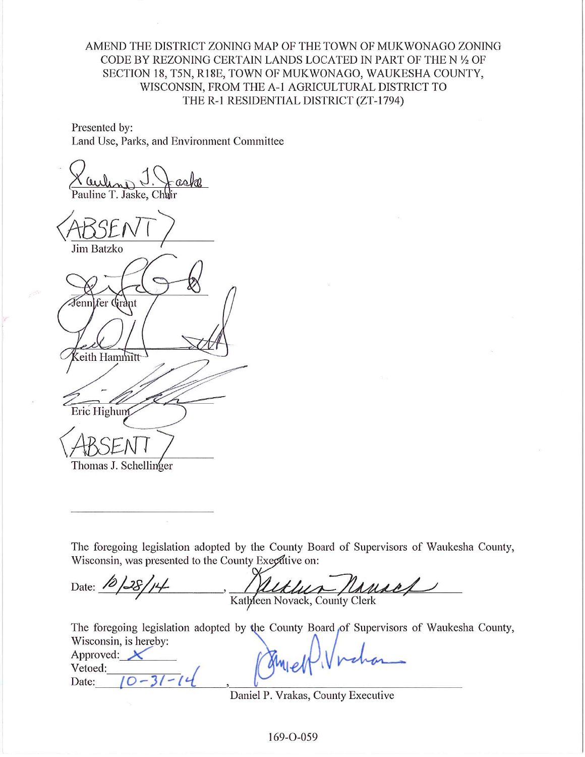AMEND THE DISTRICT ZONING MAP OF THE TOWN OF MUKWONAGO ZONING CODE BY REZONING CERTAIN LANDS LOCATED IN PART OF THE N ½ OF SECTION 18, T5N, R18E, TOWN OF MUKWONAGO, WAUKESHA COUNTY, WISCONSIN, FROM THE A-1 AGRICULTURAL DISTRICT TO THE R-1 RESIDENTIAL DISTRICT (ZT-1794)

Presented by:
Land Use, Parks, and Environment Committee

Pauline T. Jaske, Chair

ABSENT
Jim Batzko

Jennifer Grant

Keith Hammitt

Eric Highum

ABSENT
Thomas J. Schellinger

The foregoing legislation adopted by the County Board of Supervisors of Waukesha County, Wisconsin, was presented to the County Executive on:

Date: 10/28/14 , Kathleen Novack, County Clerk

The foregoing legislation adopted by the County Board of Supervisors of Waukesha County, Wisconsin, is hereby:

Approved: X
Vetoed: ______
Date: 10-31-14 , Daniel P. Vrakas, County Executive

169-O-059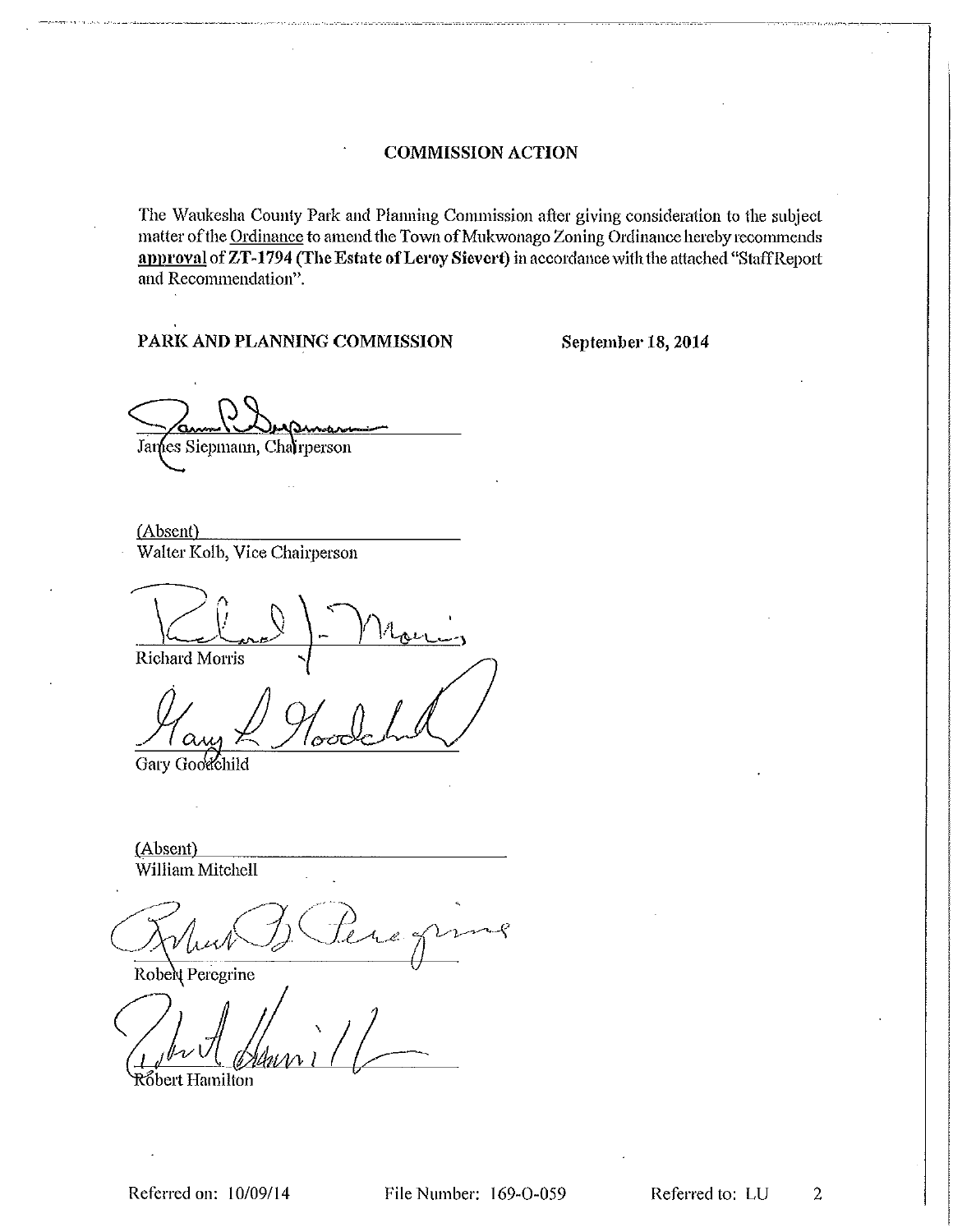## COMMISSION ACTION

The Waukesha County Park and Planning Commission after giving consideration to the subject matter of the Ordinance to amend the Town of Mukwonago Zoning Ordinance hereby recommends **approval** of **ZT-1794 (The Estate of Leroy Sievert)** in accordance with the attached "Staff Report and Recommendation".

**PARK AND PLANNING COMMISSION** **September 18, 2014**

James Siepmann, Chairperson

(Absent)
Walter Kolb, Vice Chairperson

Richard Morris

Gary Goodchild

(Absent)
William Mitchell

Robert Peregrine

Robert Hamilton

Referred on: 10/09/14 File Number: 169-O-059 Referred to: LU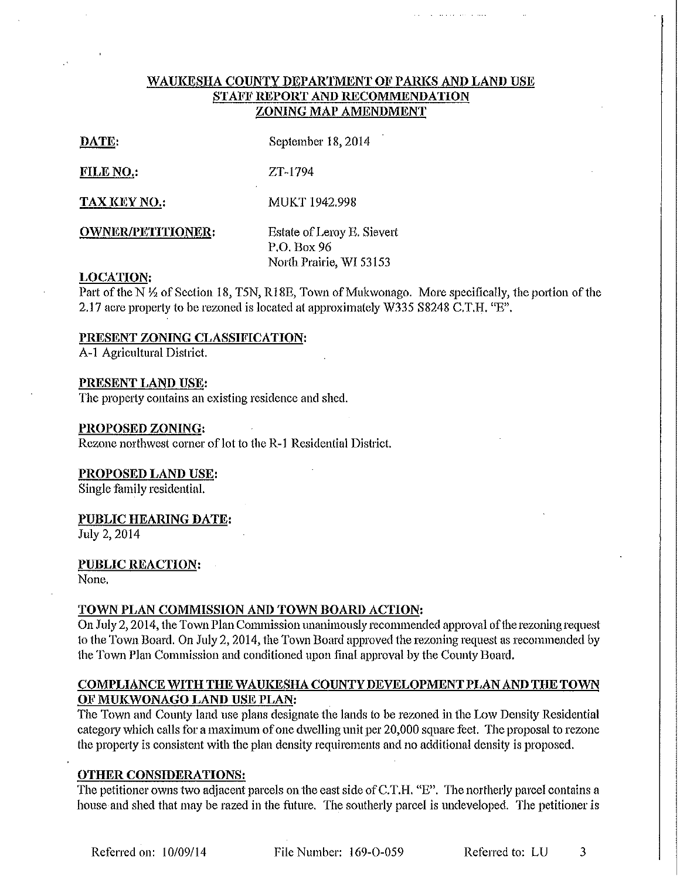## WAUKESHA COUNTY DEPARTMENT OF PARKS AND LAND USE
## STAFF REPORT AND RECOMMENDATION
## ZONING MAP AMENDMENT

**DATE:** September 18, 2014

**FILE NO.:** ZT-1794

**TAX KEY NO.:** MUKT 1942.998

**OWNER/PETITIONER:** Estate of Leroy E. Sievert
P.O. Box 96
North Prairie, WI 53153

**LOCATION:**
Part of the N ½ of Section 18, T5N, R18E, Town of Mukwonago. More specifically, the portion of the 2.17 acre property to be rezoned is located at approximately W335 S8248 C.T.H. "E".

**PRESENT ZONING CLASSIFICATION:**
A-1 Agricultural District.

**PRESENT LAND USE:**
The property contains an existing residence and shed.

**PROPOSED ZONING:**
Rezone northwest corner of lot to the R-1 Residential District.

**PROPOSED LAND USE:**
Single family residential.

**PUBLIC HEARING DATE:**
July 2, 2014

**PUBLIC REACTION:**
None.

**TOWN PLAN COMMISSION AND TOWN BOARD ACTION:**
On July 2, 2014, the Town Plan Commission unanimously recommended approval of the rezoning request to the Town Board. On July 2, 2014, the Town Board approved the rezoning request as recommended by the Town Plan Commission and conditioned upon final approval by the County Board.

**COMPLIANCE WITH THE WAUKESHA COUNTY DEVELOPMENT PLAN AND THE TOWN OF MUKWONAGO LAND USE PLAN:**
The Town and County land use plans designate the lands to be rezoned in the Low Density Residential category which calls for a maximum of one dwelling unit per 20,000 square feet. The proposal to rezone the property is consistent with the plan density requirements and no additional density is proposed.

**OTHER CONSIDERATIONS:**
The petitioner owns two adjacent parcels on the east side of C.T.H. "E". The northerly parcel contains a house and shed that may be razed in the future. The southerly parcel is undeveloped. The petitioner is

Referred on: 10/09/14 File Number: 169-O-059 Referred to: LU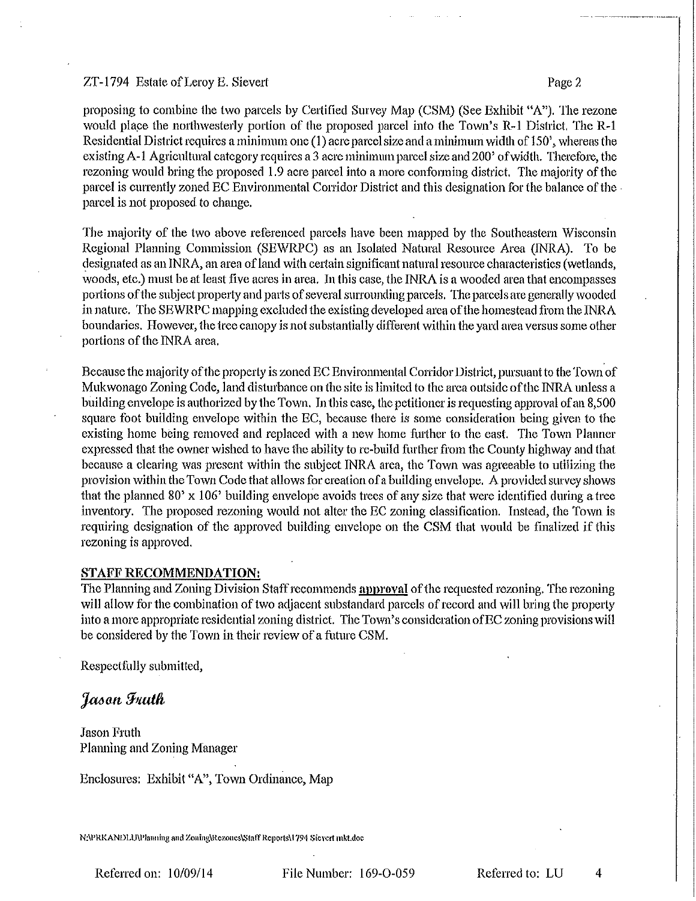proposing to combine the two parcels by Certified Survey Map (CSM) (See Exhibit "A"). The rezone would place the northwesterly portion of the proposed parcel into the Town's R-1 District. The R-1 Residential District requires a minimum one (1) acre parcel size and a minimum width of 150', whereas the existing A-1 Agricultural category requires a 3 acre minimum parcel size and 200' of width. Therefore, the rezoning would bring the proposed 1.9 acre parcel into a more conforming district. The majority of the parcel is currently zoned EC Environmental Corridor District and this designation for the balance of the parcel is not proposed to change.

The majority of the two above referenced parcels have been mapped by the Southeastern Wisconsin Regional Planning Commission (SEWRPC) as an Isolated Natural Resource Area (INRA). To be designated as an INRA, an area of land with certain significant natural resource characteristics (wetlands, woods, etc.) must be at least five acres in area. In this case, the INRA is a wooded area that encompasses portions of the subject property and parts of several surrounding parcels. The parcels are generally wooded in nature. The SEWRPC mapping excluded the existing developed area of the homestead from the INRA boundaries. However, the tree canopy is not substantially different within the yard area versus some other portions of the INRA area.

Because the majority of the property is zoned EC Environmental Corridor District, pursuant to the Town of Mukwonago Zoning Code, land disturbance on the site is limited to the area outside of the INRA unless a building envelope is authorized by the Town. In this case, the petitioner is requesting approval of an 8,500 square foot building envelope within the EC, because there is some consideration being given to the existing home being removed and replaced with a new home further to the east. The Town Planner expressed that the owner wished to have the ability to re-build further from the County highway and that because a clearing was present within the subject INRA area, the Town was agreeable to utilizing the provision within the Town Code that allows for creation of a building envelope. A provided survey shows that the planned 80' x 106' building envelope avoids trees of any size that were identified during a tree inventory. The proposed rezoning would not alter the EC zoning classification. Instead, the Town is requiring designation of the approved building envelope on the CSM that would be finalized if this rezoning is approved.

**STAFF RECOMMENDATION:**

The Planning and Zoning Division Staff recommends **approval** of the requested rezoning. The rezoning will allow for the combination of two adjacent substandard parcels of record and will bring the property into a more appropriate residential zoning district. The Town's consideration of EC zoning provisions will be considered by the Town in their review of a future CSM.

Respectfully submitted,

*Jason Fruth*

Jason Fruth
Planning and Zoning Manager

Enclosures: Exhibit "A", Town Ordinance, Map

N:\PRKANDLU\Planning and Zoning\Rezones\Staff Reports\1794 Sievert mkt.doc

Referred on: 10/09/14 File Number: 169-O-059 Referred to: LU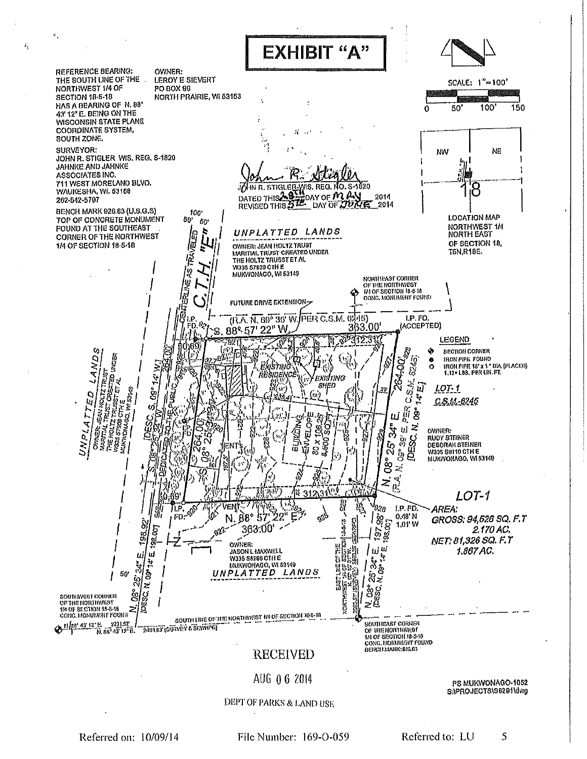# EXHIBIT "A"

REFERENCE BEARING:
THE SOUTH LINE OF THE NORTHWEST 1/4 OF SECTION 18-5-18 HAS A BEARING OF N. 88° 43' 12" E. BEING ON THE WISCONSIN STATE PLANE COORDINATE SYSTEM, SOUTH ZONE.

OWNER:
LEROY E SIEVERT
PO BOX 96
NORTH PRAIRIE, WI 53153

SURVEYOR:
JOHN R. STIGLER WIS. REG. S-1820
JAHNKE AND JAHNKE ASSOCIATES INC.
711 WEST MORELAND BLVD.
WAUKESHA, WI. 53188
262-542-5797

BENCH MARK 926.63 (U.S.G.S)
TOP OF CONCRETE MONUMENT FOUND AT THE SOUTHEAST CORNER OF THE NORTHWEST 1/4 OF SECTION 18-5-18

SCALE: 1"=100'

0 50' 100' 150

JOHN R. STIGLER WIS. REG. NO. S-1820
DATED THIS 28th DAY OF MAY 2014
REVISED THIS 5th DAY OF JUNE 2014

LOCATION MAP
NORTHWEST 1/4
NORTH EAST
OF SECTION 18,
T5N,R18E.

UNPLATTED LANDS
OWNER: JEAN HOLTZ TRUST MARITIAL TRUST CREATED UNDER THE HOLTZ TRUSST ET AL
W335 S7909 CTH E
MUKWONAGO, WI 53149

C.T.H. "E"
CENTERLINE AS TRAVELED
DEDICATED TO THE PUBLIC

NORTHEAST CORNER OF THE NORTHWEST 1/4 OF SECTION 18-5-18 CONC. MONUMENT FOUND

FUTURE DRIVE EXTENSION

(R.A. N. 89° 35' W. PER C.S.M. 6245)
S. 88° 57' 22" W. 363.00'
312.31'
I.P. FD. (ACCEPTED)

EXISTING RESIDENCE
EXISTING SHED
BUILDING ENVELOPE 80 x 106.25 8,500 SQ.FT.

264.00' [DESC. S. 09° 14' W.]
S. 08° 25' 34" W. 264.00'
264.00' (R.A. N. 09° 39' E. PER C.S.M. 6245)
N. 08° 25' 34" E. [DESC. N. 09° 14' E]

LEGEND
SECTION CORNER
IRON PIPE FOUND
IRON PIPE 18" x 1" DIA. (PLACED) 1.13= LBS. PER LIN. FT.

LOT-1
C.S.M. 6245

OWNER:
RUDY STEINER
DEBORAH STEINER
W335 S8110 CTH E
MUKWONAGO, WI 53149

UNPLATTED LANDS
OWNER: JEAN HOLTZ TRUST MARITIAL TRUST CREATED UNDER THE HOLTZ TRUSST ET AL
W335 S7909 CTH E
MUKWONAGO, WI 53149

N. 88° 57' 22" E. 363.00'
312.31'
I.P. FD. 0.48' N 1.01' W

LOT-1
AREA:
GROSS: 94,526 SQ. F.T 2.170 AC.
NET: 81,326 SQ. F.T 1.867 AC.

OWNER:
JASON L MAXWELL
W335 S8280 CTH E
MUKWONAGO, WI 53149
UNPLATTED LANDS

N. 08° 25' 34" E. 198.92' [DESC. N. 09° 14' E. 198.00']
N. 08° 25' 34" E. 197.98' [DESC. N. 09° 14' E. 198.00']

EAST LINE OF THE NORTHWEST 1/4 OF SECTION 18-5-18

SOUTHWEST CORNER OF THE NORTHWEST 1/4 OF SECTION 18-5-18 CONC. MONUMENT FOUND

SOUTH LINE OF THE NORTHWEST 1/4 OF SECTION 18-5-18
N. 88° 43' 12" E. 2231.52'
N. 88° 43' 12" E. 2481.63' (SURVEY & SEWRPC)

SOUTHEAST CORNER OF THE NORTHWEST 1/4 OF SECTION 18-5-18 CONC. MONUMENT FOUND BENCH MARK: 926.63

RECEIVED
AUG 06 2014
DEPT OF PARKS & LAND USE

PS MUKWONAGO-1052
S:\PROJECTS\S8291\dwg

Referred on: 10/09/14 File Number: 169-O-059 Referred to: LU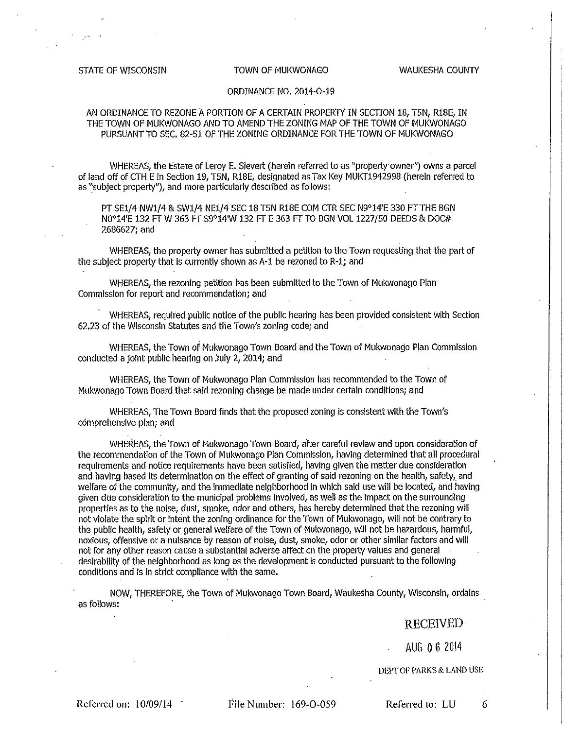STATE OF WISCONSIN TOWN OF MUKWONAGO WAUKESHA COUNTY

ORDINANCE NO. 2014-O-19

AN ORDINANCE TO REZONE A PORTION OF A CERTAIN PROPERTY IN SECTION 18, T5N, R18E, IN THE TOWN OF MUKWONAGO AND TO AMEND THE ZONING MAP OF THE TOWN OF MUKWONAGO PURSUANT TO SEC. 82-51 OF THE ZONING ORDINANCE FOR THE TOWN OF MUKWONAGO

WHEREAS, the Estate of Leroy F. Sievert (herein referred to as "property owner") owns a parcel of land off of CTH E in Section 19, T5N, R18E, designated as Tax Key MUKT1942998 (herein referred to as "subject property"), and more particularly described as follows:

PT SE1/4 NW1/4 & SW1/4 NE1/4 SEC 18 T5N R18E COM CTR SEC N9°14'E 330 FT THE BGN N0°14'E 132 FT W 363 FT S9°14'W 132 FT E 363 FT TO BGN VOL 1227/50 DEEDS & DOC# 2686627; and

WHEREAS, the property owner has submitted a petition to the Town requesting that the part of the subject property that is currently shown as A-1 be rezoned to R-1; and

WHEREAS, the rezoning petition has been submitted to the Town of Mukwonago Plan Commission for report and recommendation; and

WHEREAS, required public notice of the public hearing has been provided consistent with Section 62.23 of the Wisconsin Statutes and the Town's zoning code; and

WHEREAS, the Town of Mukwonago Town Board and the Town of Mukwonago Plan Commission conducted a joint public hearing on July 2, 2014; and

WHEREAS, the Town of Mukwonago Plan Commission has recommended to the Town of Mukwonago Town Board that said rezoning change be made under certain conditions; and

WHEREAS, The Town Board finds that the proposed zoning is consistent with the Town's comprehensive plan; and

WHEREAS, the Town of Mukwonago Town Board, after careful review and upon consideration of the recommendation of the Town of Mukwonago Plan Commission, having determined that all procedural requirements and notice requirements have been satisfied, having given the matter due consideration and having based its determination on the effect of granting of said rezoning on the health, safety, and welfare of the community, and the immediate neighborhood in which said use will be located, and having given due consideration to the municipal problems involved, as well as the impact on the surrounding properties as to the noise, dust, smoke, odor and others, has hereby determined that the rezoning will not violate the spirit or intent the zoning ordinance for the Town of Mukwonago, will not be contrary to the public health, safety or general welfare of the Town of Mukwonago, will not be hazardous, harmful, noxious, offensive or a nuisance by reason of noise, dust, smoke, odor or other similar factors and will not for any other reason cause a substantial adverse affect on the property values and general desirability of the neighborhood as long as the development is conducted pursuant to the following conditions and is in strict compliance with the same.

NOW, THEREFORE, the Town of Mukwonago Town Board, Waukesha County, Wisconsin, ordains as follows:

RECEIVED
AUG 06 2014
DEPT OF PARKS & LAND USE

Referred on: 10/09/14 File Number: 169-O-059 Referred to: LU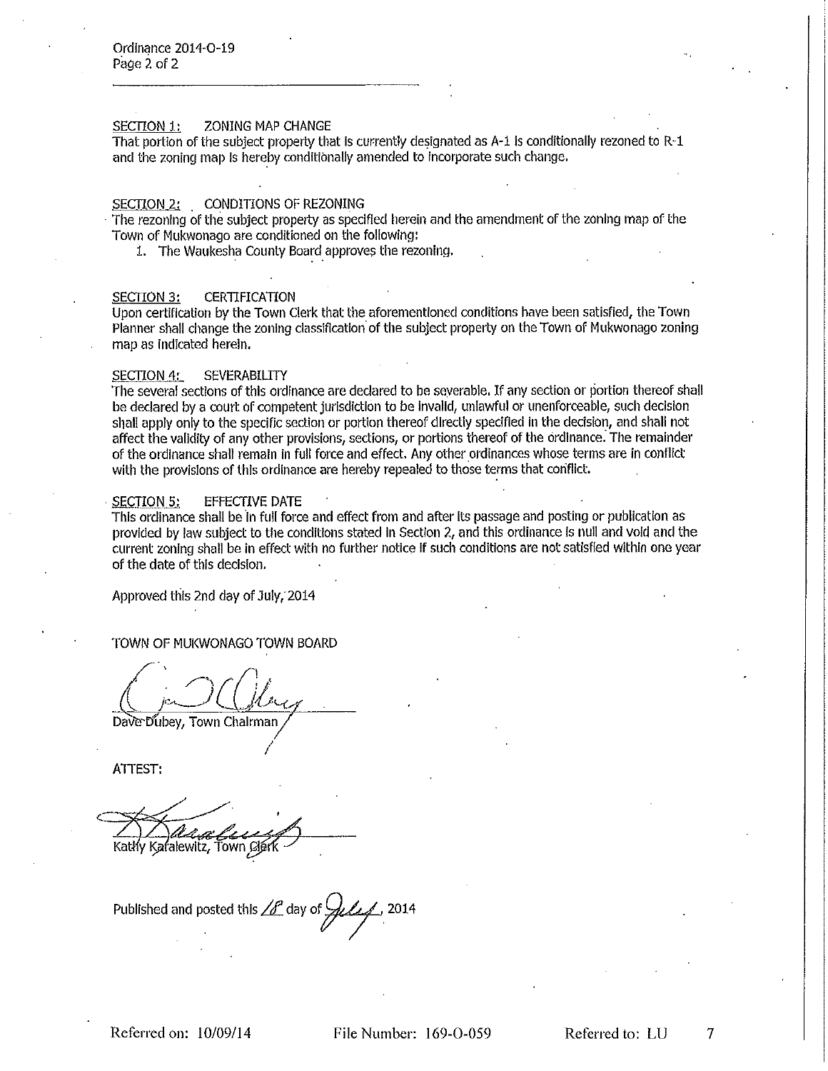**SECTION 1:** ZONING MAP CHANGE
That portion of the subject property that is currently designated as A-1 is conditionally rezoned to R-1 and the zoning map is hereby conditionally amended to incorporate such change.

**SECTION 2:** CONDITIONS OF REZONING
The rezoning of the subject property as specified herein and the amendment of the zoning map of the Town of Mukwonago are conditioned on the following:

1. The Waukesha County Board approves the rezoning.

**SECTION 3:** CERTIFICATION
Upon certification by the Town Clerk that the aforementioned conditions have been satisfied, the Town Planner shall change the zoning classification of the subject property on the Town of Mukwonago zoning map as indicated herein.

**SECTION 4:** SEVERABILITY
The several sections of this ordinance are declared to be severable. If any section or portion thereof shall be declared by a court of competent jurisdiction to be invalid, unlawful or unenforceable, such decision shall apply only to the specific section or portion thereof directly specified in the decision, and shall not affect the validity of any other provisions, sections, or portions thereof of the ordinance. The remainder of the ordinance shall remain in full force and effect. Any other ordinances whose terms are in conflict with the provisions of this ordinance are hereby repealed to those terms that conflict.

**SECTION 5:** EFFECTIVE DATE
This ordinance shall be in full force and effect from and after its passage and posting or publication as provided by law subject to the conditions stated in Section 2, and this ordinance is null and void and the current zoning shall be in effect with no further notice if such conditions are not satisfied within one year of the date of this decision.

Approved this 2nd day of July, 2014

TOWN OF MUKWONAGO TOWN BOARD

Dave Dubey, Town Chairman

ATTEST:

Kathy Karalewitz, Town Clerk

Published and posted this 18 day of July, 2014

Referred on: 10/09/14 File Number: 169-O-059 Referred to: LU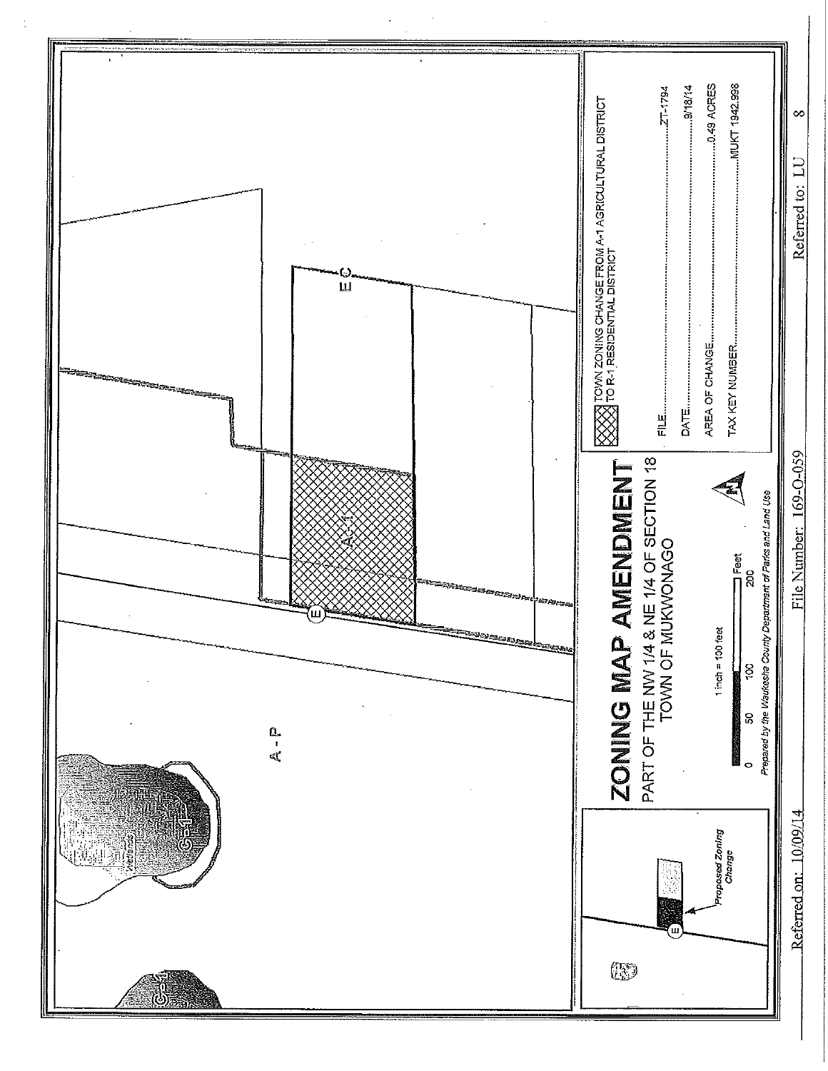# ZONING MAP AMENDMENT

PART OF THE NW 1/4 & NE 1/4 OF SECTION 18
TOWN OF MUKWONAGO

1 inch = 100 feet

0 50 100 200 Feet

*Prepared by the Waukesha County Department of Parks and Land Use*

Proposed Zoning Change

TOWN ZONING CHANGE FROM A-1 AGRICULTURAL DISTRICT TO R-1 RESIDENTIAL DISTRICT

| | |
|---|---|
| FILE | ZT-1794 |
| DATE | 9/18/14 |
| AREA OF CHANGE | 0.49 ACRES |
| TAX KEY NUMBER | MUKT 1942.998 |

A-P

A-1

E C

Referred on: 10/09/14 File Number: 169-O-059 Referred to: LU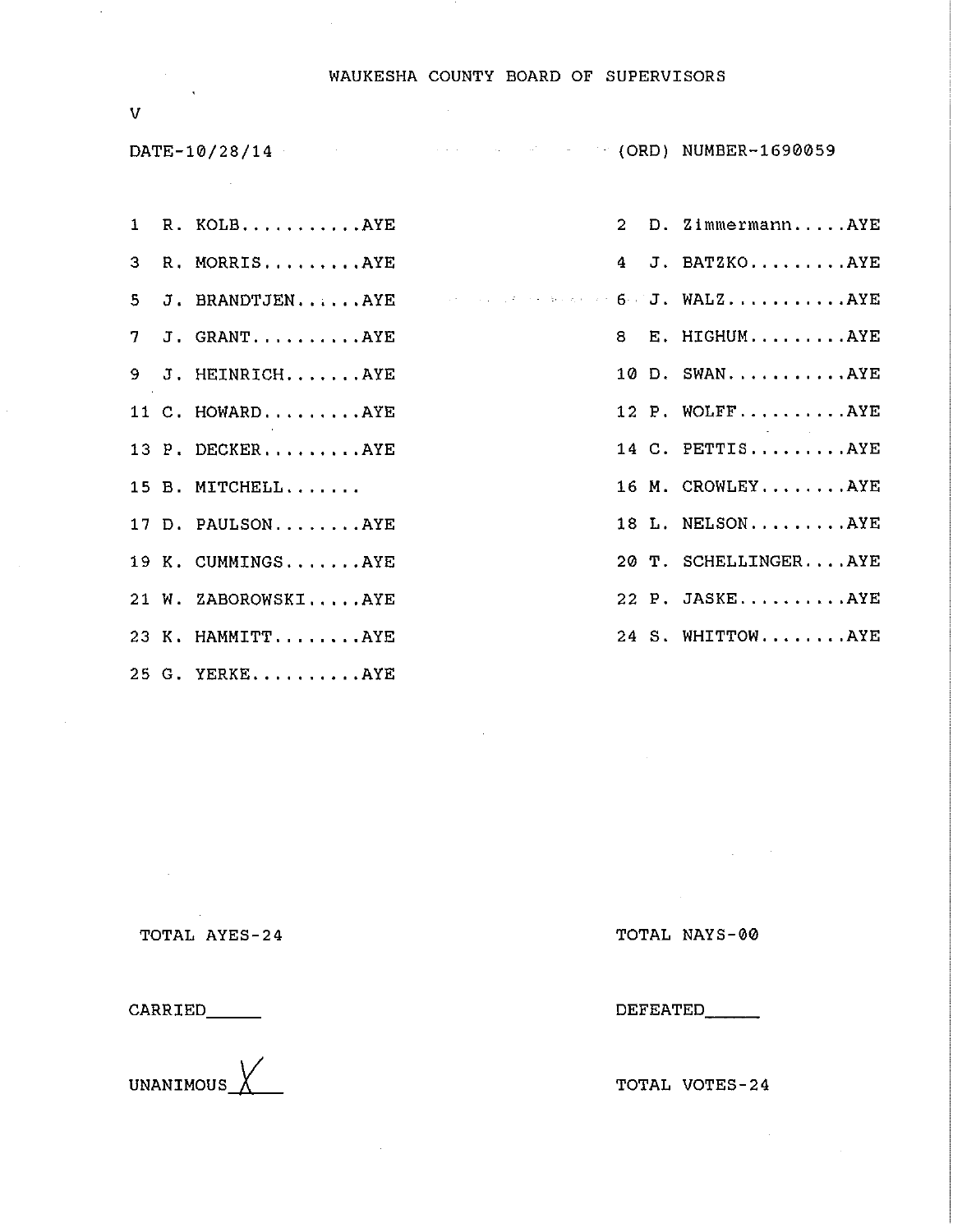WAUKESHA COUNTY BOARD OF SUPERVISORS

V

DATE-10/28/14 (ORD) NUMBER-1690059

| | |
|---|---|
| 1 R. KOLB..........AYE | 2 D. Zimmermann.....AYE |
| 3 R. MORRIS.........AYE | 4 J. BATZKO.........AYE |
| 5 J. BRANDTJEN......AYE | 6 J. WALZ...........AYE |
| 7 J. GRANT..........AYE | 8 E. HIGHUM.........AYE |
| 9 J. HEINRICH.......AYE | 10 D. SWAN...........AYE |
| 11 C. HOWARD.........AYE | 12 P. WOLFF..........AYE |
| 13 P. DECKER.........AYE | 14 C. PETTIS.........AYE |
| 15 B. MITCHELL....... | 16 M. CROWLEY........AYE |
| 17 D. PAULSON........AYE | 18 L. NELSON.........AYE |
| 19 K. CUMMINGS.......AYE | 20 T. SCHELLINGER....AYE |
| 21 W. ZABOROWSKI.....AYE | 22 P. JASKE..........AYE |
| 23 K. HAMMITT........AYE | 24 S. WHITTOW........AYE |
| 25 G. YERKE..........AYE | |

TOTAL AYES-24 TOTAL NAYS-00

CARRIED_____ DEFEATED_____

UNANIMOUS X TOTAL VOTES-24